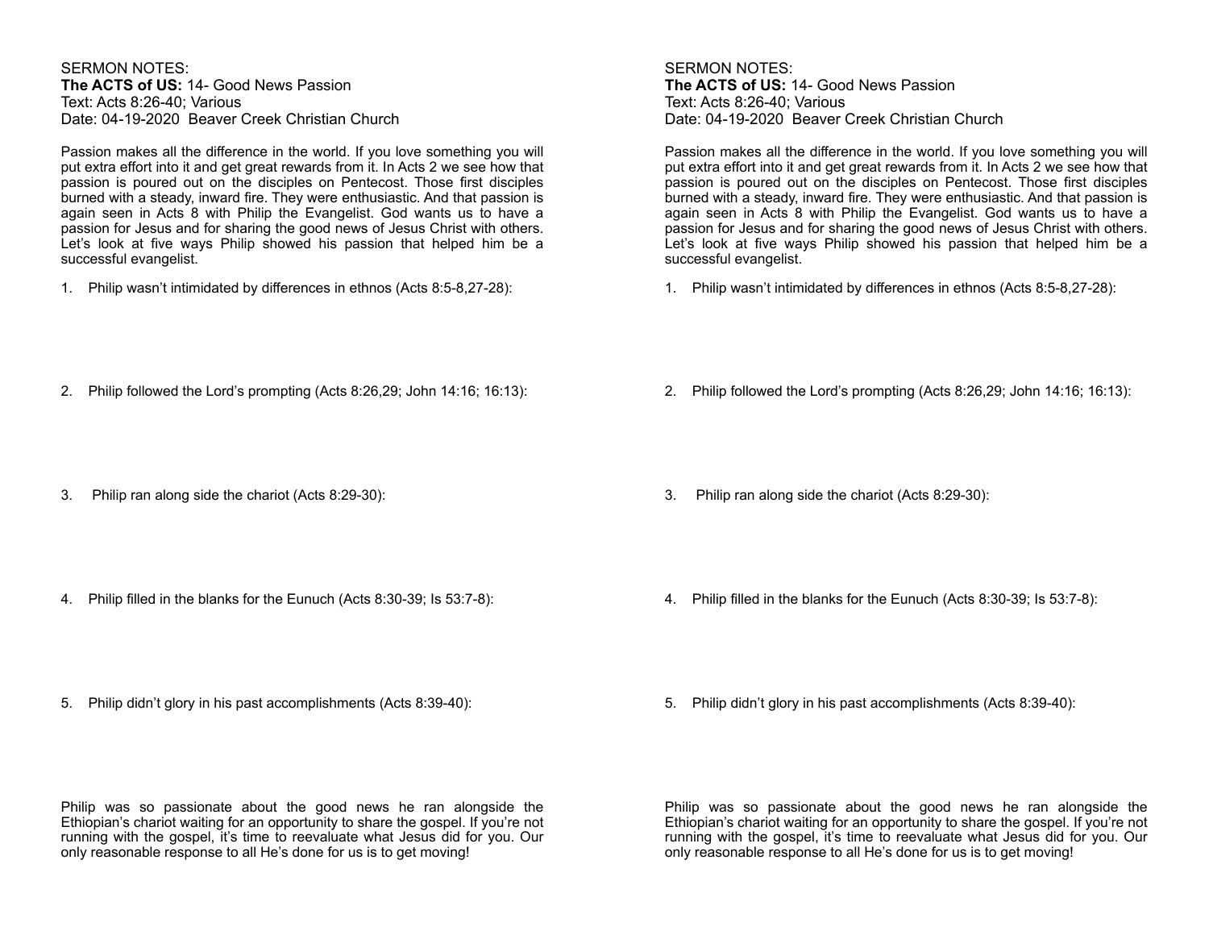SERMON NOTES:
**The ACTS of US:** 14- Good News Passion
Text: Acts 8:26-40; Various
Date: 04-19-2020 Beaver Creek Christian Church

Passion makes all the difference in the world. If you love something you will put extra effort into it and get great rewards from it. In Acts 2 we see how that passion is poured out on the disciples on Pentecost. Those first disciples burned with a steady, inward fire. They were enthusiastic. And that passion is again seen in Acts 8 with Philip the Evangelist. God wants us to have a passion for Jesus and for sharing the good news of Jesus Christ with others. Let's look at five ways Philip showed his passion that helped him be a successful evangelist.

1. Philip wasn't intimidated by differences in ethnos (Acts 8:5-8,27-28):

2. Philip followed the Lord's prompting (Acts 8:26,29; John 14:16; 16:13):

3. Philip ran along side the chariot (Acts 8:29-30):

4. Philip filled in the blanks for the Eunuch (Acts 8:30-39; Is 53:7-8):

5. Philip didn't glory in his past accomplishments (Acts 8:39-40):

Philip was so passionate about the good news he ran alongside the Ethiopian's chariot waiting for an opportunity to share the gospel. If you're not running with the gospel, it's time to reevaluate what Jesus did for you. Our only reasonable response to all He's done for us is to get moving!

SERMON NOTES:
**The ACTS of US:** 14- Good News Passion
Text: Acts 8:26-40; Various
Date: 04-19-2020 Beaver Creek Christian Church

Passion makes all the difference in the world. If you love something you will put extra effort into it and get great rewards from it. In Acts 2 we see how that passion is poured out on the disciples on Pentecost. Those first disciples burned with a steady, inward fire. They were enthusiastic. And that passion is again seen in Acts 8 with Philip the Evangelist. God wants us to have a passion for Jesus and for sharing the good news of Jesus Christ with others. Let's look at five ways Philip showed his passion that helped him be a successful evangelist.

1. Philip wasn't intimidated by differences in ethnos (Acts 8:5-8,27-28):

2. Philip followed the Lord's prompting (Acts 8:26,29; John 14:16; 16:13):

3. Philip ran along side the chariot (Acts 8:29-30):

4. Philip filled in the blanks for the Eunuch (Acts 8:30-39; Is 53:7-8):

5. Philip didn't glory in his past accomplishments (Acts 8:39-40):

Philip was so passionate about the good news he ran alongside the Ethiopian's chariot waiting for an opportunity to share the gospel. If you're not running with the gospel, it's time to reevaluate what Jesus did for you. Our only reasonable response to all He's done for us is to get moving!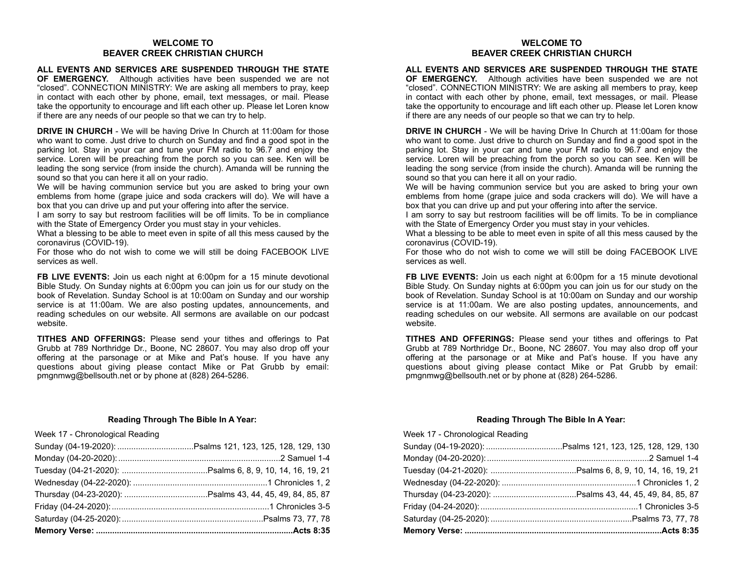## WELCOME TO
## BEAVER CREEK CHRISTIAN CHURCH

**ALL EVENTS AND SERVICES ARE SUSPENDED THROUGH THE STATE OF EMERGENCY.** Although activities have been suspended we are not "closed". CONNECTION MINISTRY: We are asking all members to pray, keep in contact with each other by phone, email, text messages, or mail. Please take the opportunity to encourage and lift each other up. Please let Loren know if there are any needs of our people so that we can try to help.

**DRIVE IN CHURCH** - We will be having Drive In Church at 11:00am for those who want to come. Just drive to church on Sunday and find a good spot in the parking lot. Stay in your car and tune your FM radio to 96.7 and enjoy the service. Loren will be preaching from the porch so you can see. Ken will be leading the song service (from inside the church). Amanda will be running the sound so that you can here it all on your radio.
We will be having communion service but you are asked to bring your own emblems from home (grape juice and soda crackers will do). We will have a box that you can drive up and put your offering into after the service.
I am sorry to say but restroom facilities will be off limits. To be in compliance with the State of Emergency Order you must stay in your vehicles.
What a blessing to be able to meet even in spite of all this mess caused by the coronavirus (COVID-19).
For those who do not wish to come we will still be doing FACEBOOK LIVE services as well.

**FB LIVE EVENTS:** Join us each night at 6:00pm for a 15 minute devotional Bible Study. On Sunday nights at 6:00pm you can join us for our study on the book of Revelation. Sunday School is at 10:00am on Sunday and our worship service is at 11:00am. We are also posting updates, announcements, and reading schedules on our website. All sermons are available on our podcast website.

**TITHES AND OFFERINGS:** Please send your tithes and offerings to Pat Grubb at 789 Northridge Dr., Boone, NC 28607. You may also drop off your offering at the parsonage or at Mike and Pat's house. If you have any questions about giving please contact Mike or Pat Grubb by email: pmgnmwg@bellsouth.net or by phone at (828) 264-5286.

### Reading Through The Bible In A Year:

Week 17 - Chronological Reading

| | |
|---|---|
| Sunday (04-19-2020): | Psalms 121, 123, 125, 128, 129, 130 |
| Monday (04-20-2020): | 2 Samuel 1-4 |
| Tuesday (04-21-2020): | Psalms 6, 8, 9, 10, 14, 16, 19, 21 |
| Wednesday (04-22-2020): | 1 Chronicles 1, 2 |
| Thursday (04-23-2020): | Psalms 43, 44, 45, 49, 84, 85, 87 |
| Friday (04-24-2020): | 1 Chronicles 3-5 |
| Saturday (04-25-2020): | Psalms 73, 77, 78 |
| **Memory Verse:** | **Acts 8:35** |

## WELCOME TO
## BEAVER CREEK CHRISTIAN CHURCH

**ALL EVENTS AND SERVICES ARE SUSPENDED THROUGH THE STATE OF EMERGENCY.** Although activities have been suspended we are not "closed". CONNECTION MINISTRY: We are asking all members to pray, keep in contact with each other by phone, email, text messages, or mail. Please take the opportunity to encourage and lift each other up. Please let Loren know if there are any needs of our people so that we can try to help.

**DRIVE IN CHURCH** - We will be having Drive In Church at 11:00am for those who want to come. Just drive to church on Sunday and find a good spot in the parking lot. Stay in your car and tune your FM radio to 96.7 and enjoy the service. Loren will be preaching from the porch so you can see. Ken will be leading the song service (from inside the church). Amanda will be running the sound so that you can here it all on your radio.
We will be having communion service but you are asked to bring your own emblems from home (grape juice and soda crackers will do). We will have a box that you can drive up and put your offering into after the service.
I am sorry to say but restroom facilities will be off limits. To be in compliance with the State of Emergency Order you must stay in your vehicles.
What a blessing to be able to meet even in spite of all this mess caused by the coronavirus (COVID-19).
For those who do not wish to come we will still be doing FACEBOOK LIVE services as well.

**FB LIVE EVENTS:** Join us each night at 6:00pm for a 15 minute devotional Bible Study. On Sunday nights at 6:00pm you can join us for our study on the book of Revelation. Sunday School is at 10:00am on Sunday and our worship service is at 11:00am. We are also posting updates, announcements, and reading schedules on our website. All sermons are available on our podcast website.

**TITHES AND OFFERINGS:** Please send your tithes and offerings to Pat Grubb at 789 Northridge Dr., Boone, NC 28607. You may also drop off your offering at the parsonage or at Mike and Pat's house. If you have any questions about giving please contact Mike or Pat Grubb by email: pmgnmwg@bellsouth.net or by phone at (828) 264-5286.

### Reading Through The Bible In A Year:

Week 17 - Chronological Reading

| | |
|---|---|
| Sunday (04-19-2020): | Psalms 121, 123, 125, 128, 129, 130 |
| Monday (04-20-2020): | 2 Samuel 1-4 |
| Tuesday (04-21-2020): | Psalms 6, 8, 9, 10, 14, 16, 19, 21 |
| Wednesday (04-22-2020): | 1 Chronicles 1, 2 |
| Thursday (04-23-2020): | Psalms 43, 44, 45, 49, 84, 85, 87 |
| Friday (04-24-2020): | 1 Chronicles 3-5 |
| Saturday (04-25-2020): | Psalms 73, 77, 78 |
| **Memory Verse:** | **Acts 8:35** |